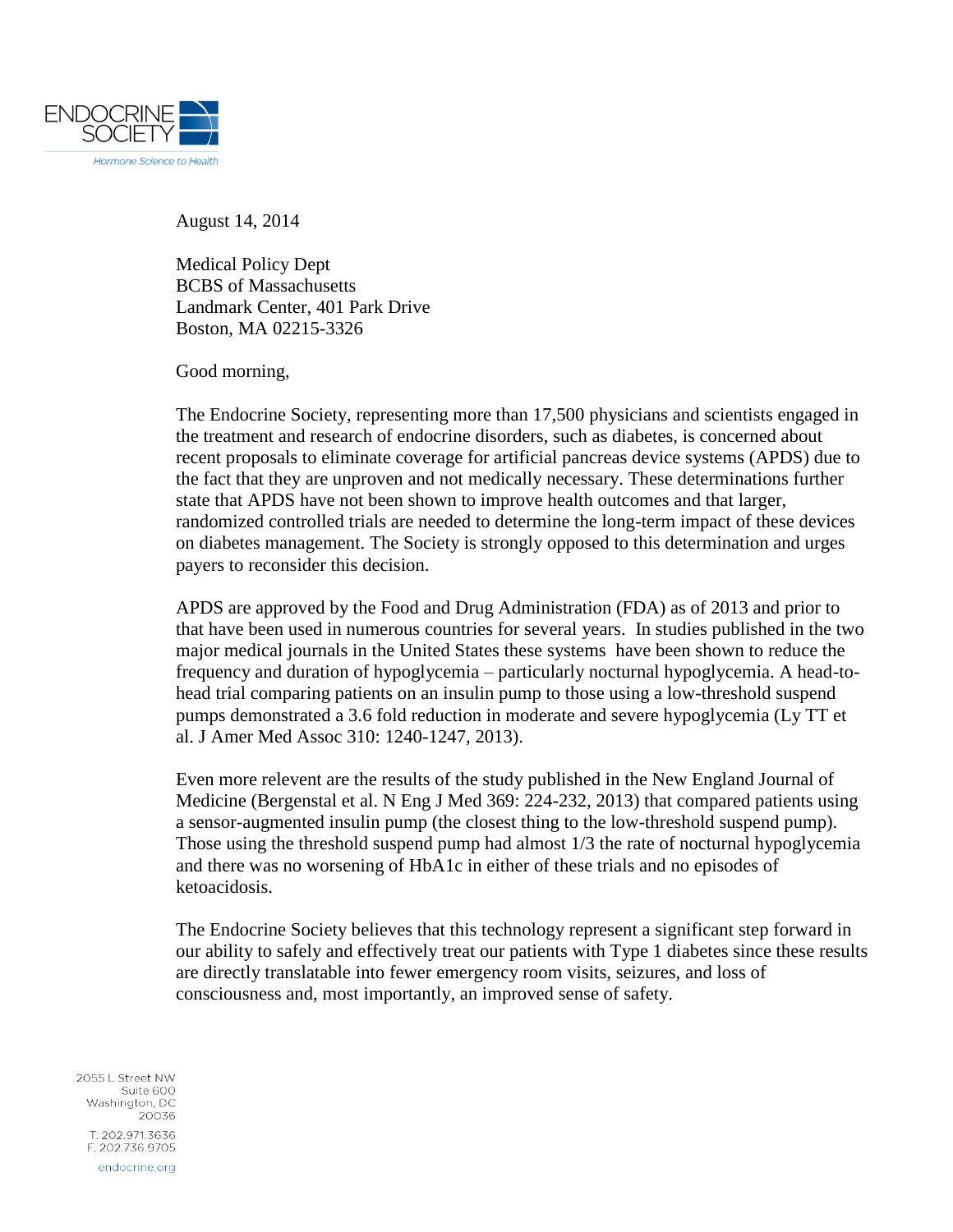ENDOCRINE SOCIETY

*Hormone Science to Health*

August 14, 2014

Medical Policy Dept
BCBS of Massachusetts
Landmark Center, 401 Park Drive
Boston, MA 02215-3326

Good morning,

The Endocrine Society, representing more than 17,500 physicians and scientists engaged in the treatment and research of endocrine disorders, such as diabetes, is concerned about recent proposals to eliminate coverage for artificial pancreas device systems (APDS) due to the fact that they are unproven and not medically necessary. These determinations further state that APDS have not been shown to improve health outcomes and that larger, randomized controlled trials are needed to determine the long-term impact of these devices on diabetes management. The Society is strongly opposed to this determination and urges payers to reconsider this decision.

APDS are approved by the Food and Drug Administration (FDA) as of 2013 and prior to that have been used in numerous countries for several years. In studies published in the two major medical journals in the United States these systems have been shown to reduce the frequency and duration of hypoglycemia – particularly nocturnal hypoglycemia. A head-to-head trial comparing patients on an insulin pump to those using a low-threshold suspend pumps demonstrated a 3.6 fold reduction in moderate and severe hypoglycemia (Ly TT et al. J Amer Med Assoc 310: 1240-1247, 2013).

Even more relevent are the results of the study published in the New England Journal of Medicine (Bergenstal et al. N Eng J Med 369: 224-232, 2013) that compared patients using a sensor-augmented insulin pump (the closest thing to the low-threshold suspend pump). Those using the threshold suspend pump had almost 1/3 the rate of nocturnal hypoglycemia and there was no worsening of HbA1c in either of these trials and no episodes of ketoacidosis.

The Endocrine Society believes that this technology represent a significant step forward in our ability to safely and effectively treat our patients with Type 1 diabetes since these results are directly translatable into fewer emergency room visits, seizures, and loss of consciousness and, most importantly, an improved sense of safety.

2055 L Street NW
Suite 600
Washington, DC
20036

T. 202.971.3636
F. 202.736.9705

endocrine.org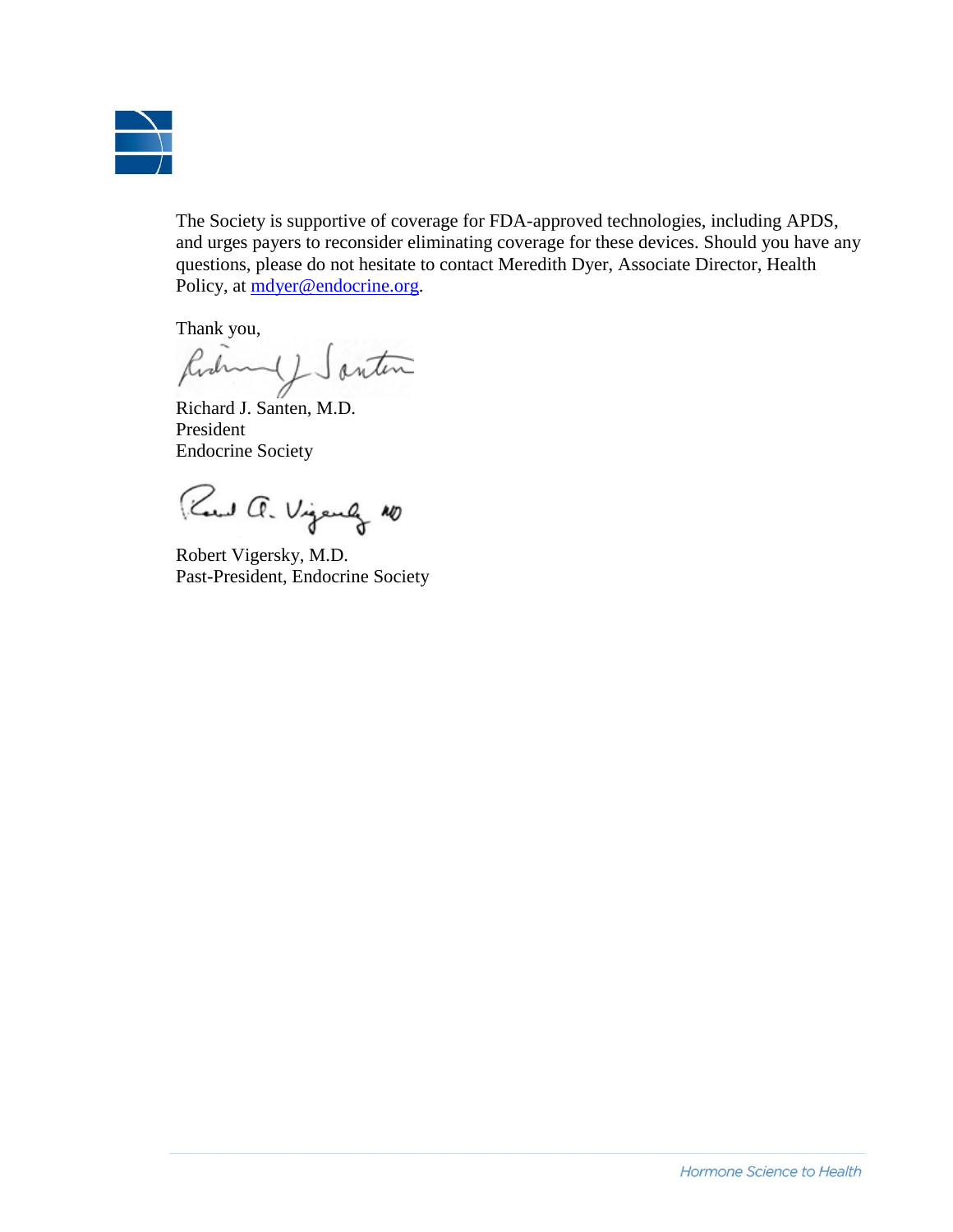The Society is supportive of coverage for FDA-approved technologies, including APDS, and urges payers to reconsider eliminating coverage for these devices. Should you have any questions, please do not hesitate to contact Meredith Dyer, Associate Director, Health Policy, at mdyer@endocrine.org.

Thank you,

Richard J. Santen, M.D.
President
Endocrine Society

Robert Vigersky, M.D.
Past-President, Endocrine Society